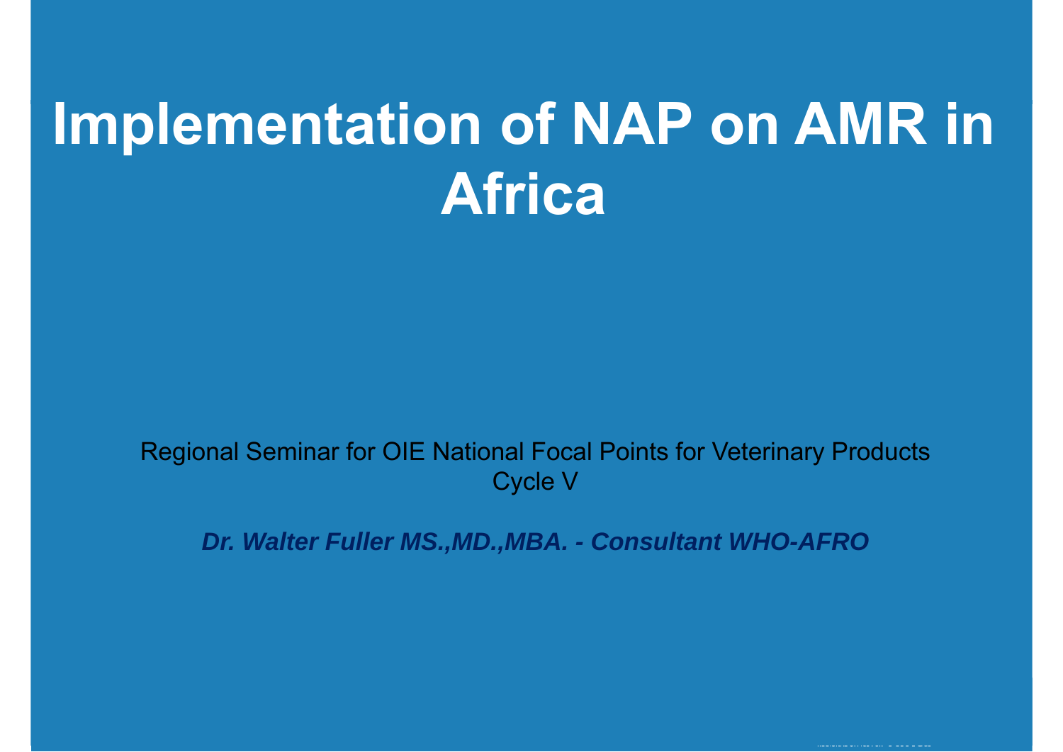# Implementation of NAP on AMR in Africa

Regional Seminar for OIE National Focal Points for Veterinary Products
Cycle V

***Dr. Walter Fuller MS.,MD.,MBA. - Consultant WHO-AFRO***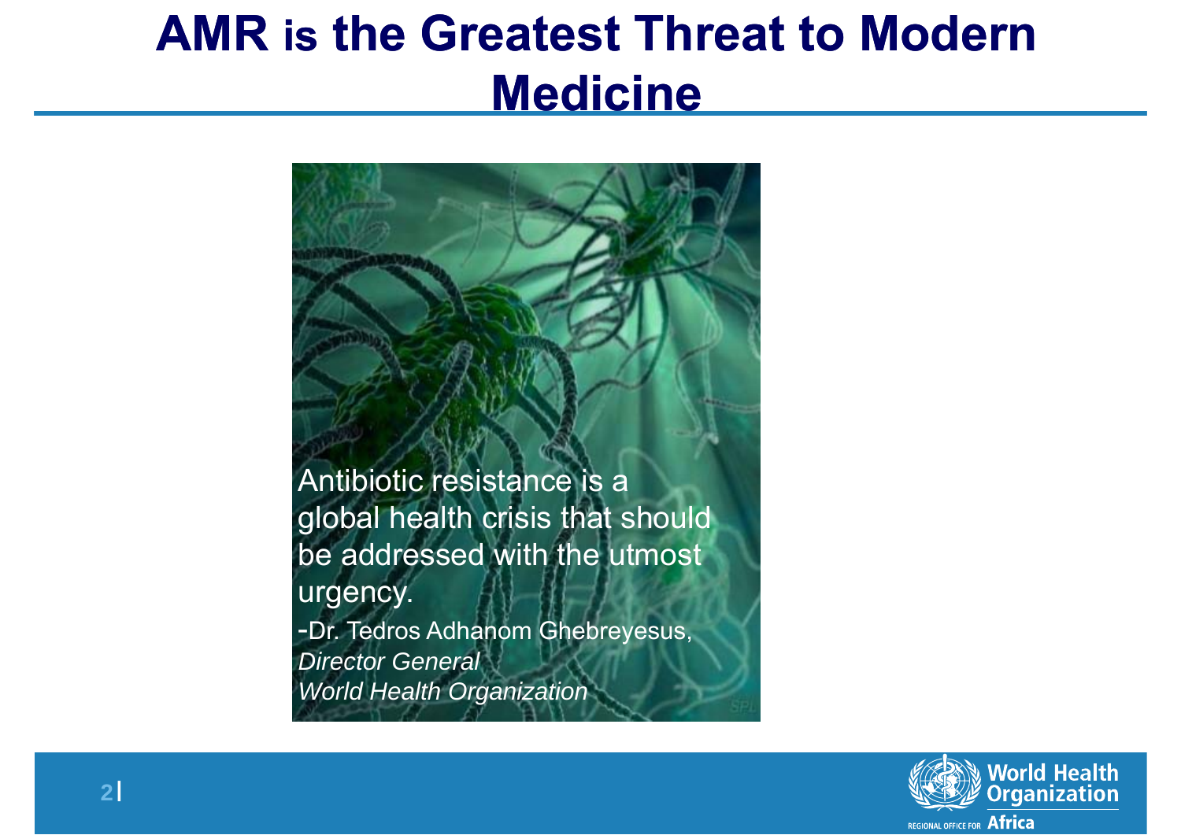# AMR is the Greatest Threat to Modern Medicine

Antibiotic resistance is a global health crisis that should be addressed with the utmost urgency.

-Dr. Tedros Adhanom Ghebreyesus,
*Director General*
*World Health Organization*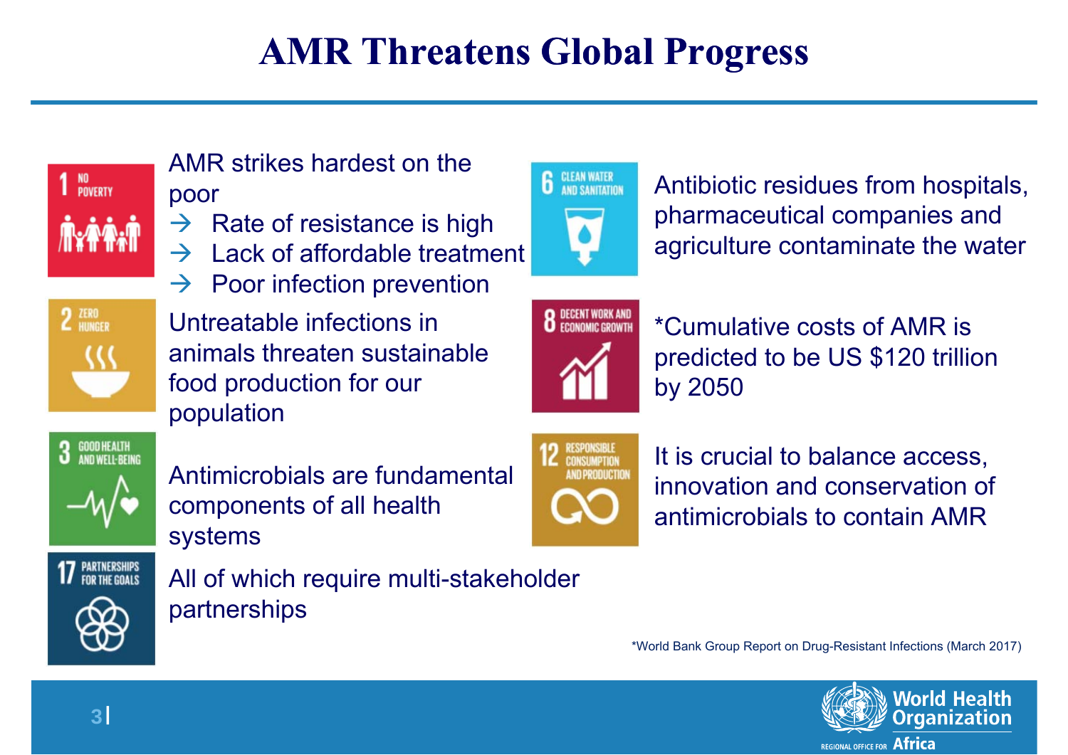# AMR Threatens Global Progress

**1 NO POVERTY**

AMR strikes hardest on the poor

- → Rate of resistance is high
- → Lack of affordable treatment
- → Poor infection prevention

**2 ZERO HUNGER**

Untreatable infections in animals threaten sustainable food production for our population

**3 GOOD HEALTH AND WELL-BEING**

Antimicrobials are fundamental components of all health systems

**17 PARTNERSHIPS FOR THE GOALS**

All of which require multi-stakeholder partnerships

**6 CLEAN WATER AND SANITATION**

Antibiotic residues from hospitals, pharmaceutical companies and agriculture contaminate the water

**8 DECENT WORK AND ECONOMIC GROWTH**

*Cumulative costs of AMR is predicted to be US $120 trillion by 2050

**12 RESPONSIBLE CONSUMPTION AND PRODUCTION**

It is crucial to balance access, innovation and conservation of antimicrobials to contain AMR

*World Bank Group Report on Drug-Resistant Infections (March 2017)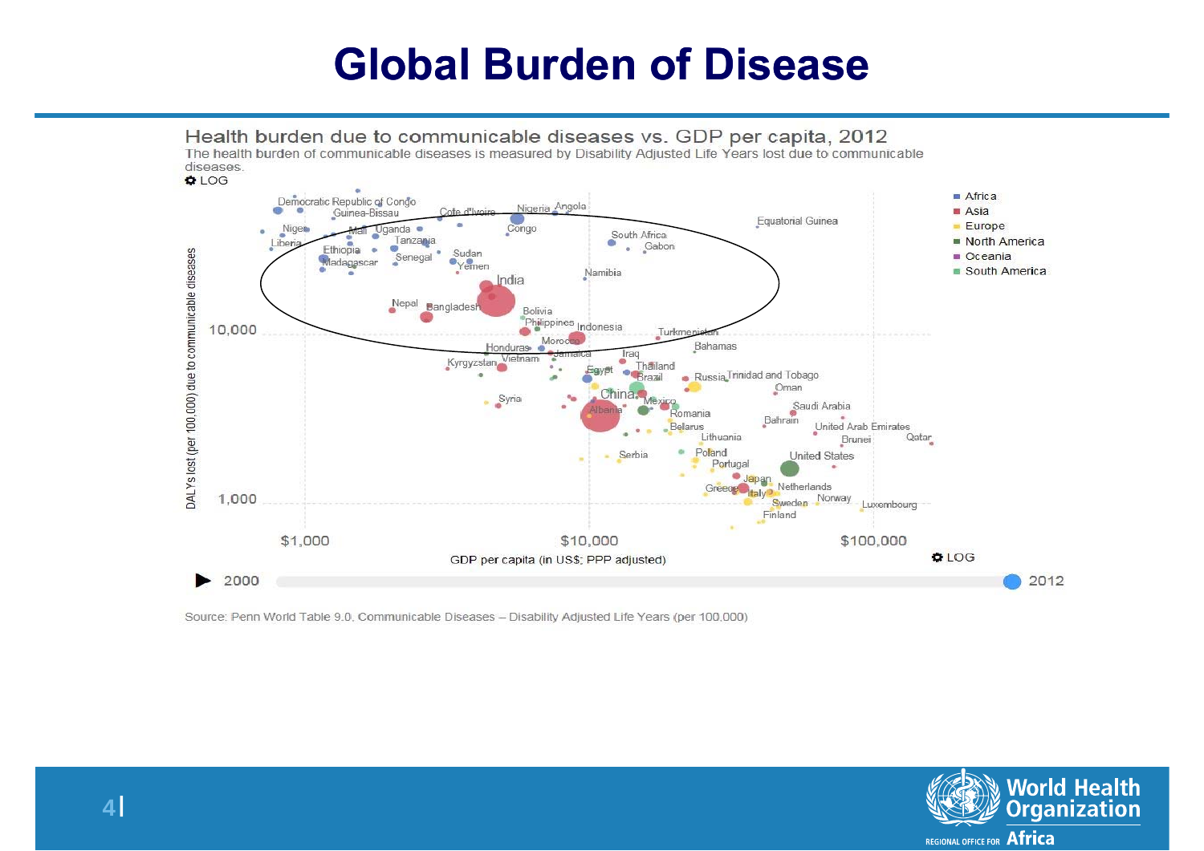# Global Burden of Disease

Health burden due to communicable diseases vs. GDP per capita, 2012

The health burden of communicable diseases is measured by Disability Adjusted Life Years lost due to communicable diseases.

Source: Penn World Table 9.0, Communicable Diseases – Disability Adjusted Life Years (per 100,000)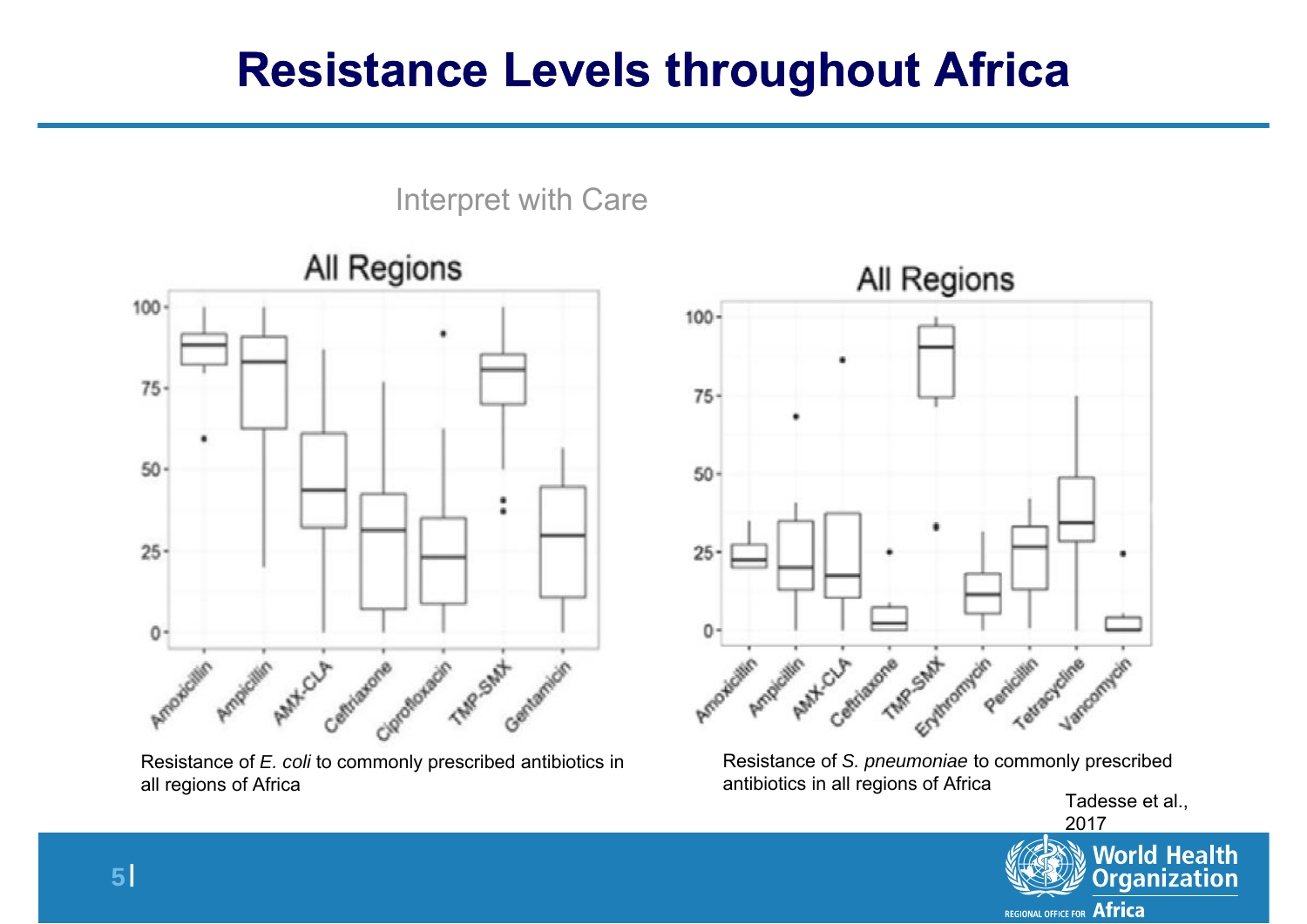# Resistance Levels throughout Africa

Interpret with Care

Resistance of *E. coli* to commonly prescribed antibiotics in all regions of Africa

Resistance of *S. pneumoniae* to commonly prescribed antibiotics in all regions of Africa

Tadesse et al., 2017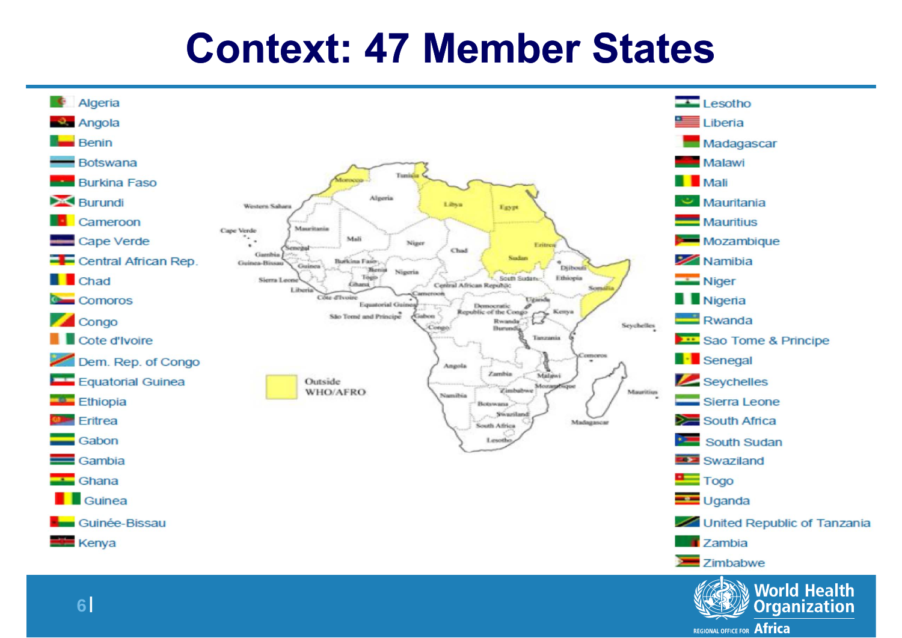# Context: 47 Member States

- Algeria
- Angola
- Benin
- Botswana
- Burkina Faso
- Burundi
- Cameroon
- Cape Verde
- Central African Rep.
- Chad
- Comoros
- Congo
- Cote d'Ivoire
- Dem. Rep. of Congo
- Equatorial Guinea
- Ethiopia
- Eritrea
- Gabon
- Gambia
- Ghana
- Guinea
- Guinée-Bissau
- Kenya
- Lesotho
- Liberia
- Madagascar
- Malawi
- Mali
- Mauritania
- Mauritius
- Mozambique
- Namibia
- Niger
- Nigeria
- Rwanda
- Sao Tome & Principe
- Senegal
- Seychelles
- Sierra Leone
- South Africa
- South Sudan
- Swaziland
- Togo
- Uganda
- United Republic of Tanzania
- Zambia
- Zimbabwe

Outside WHO/AFRO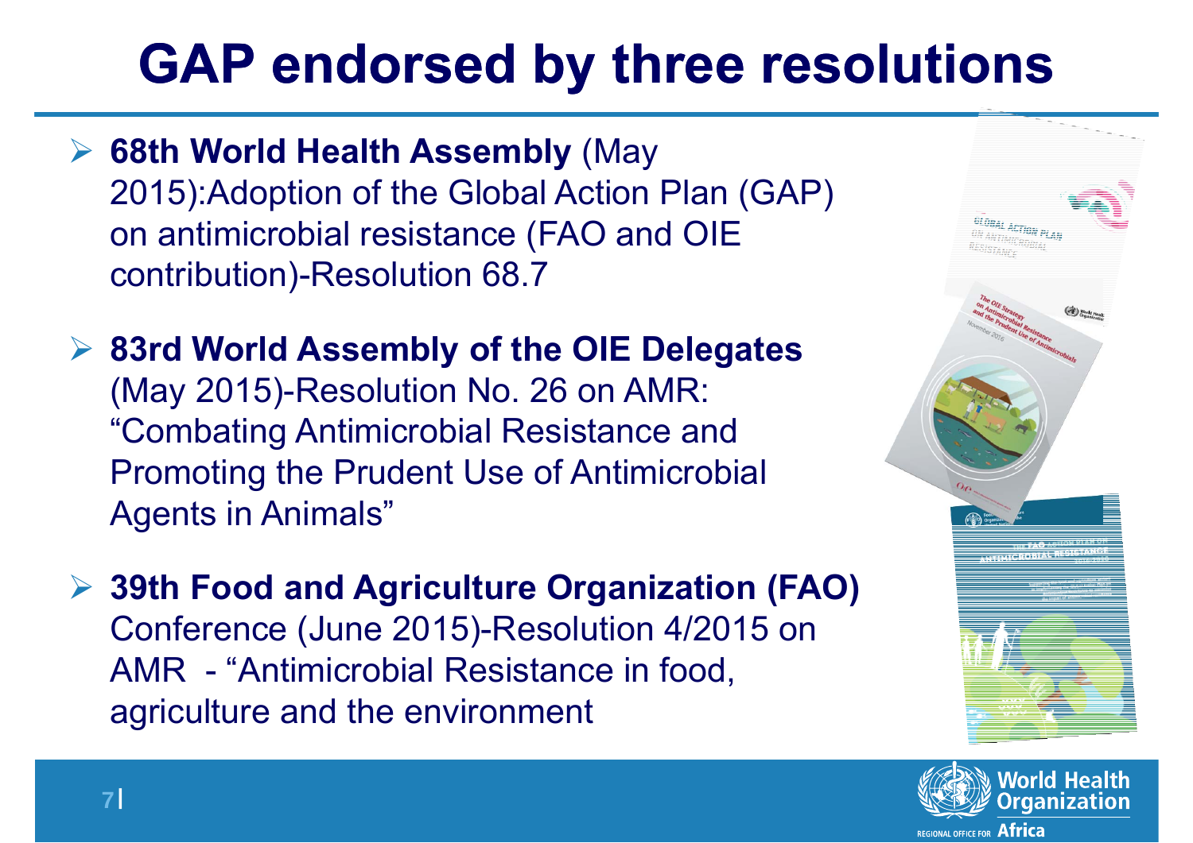# GAP endorsed by three resolutions

- **68th World Health Assembly** (May 2015):Adoption of the Global Action Plan (GAP) on antimicrobial resistance (FAO and OIE contribution)-Resolution 68.7
- **83rd World Assembly of the OIE Delegates** (May 2015)-Resolution No. 26 on AMR: "Combating Antimicrobial Resistance and Promoting the Prudent Use of Antimicrobial Agents in Animals"
- **39th Food and Agriculture Organization (FAO)** Conference (June 2015)-Resolution 4/2015 on AMR - "Antimicrobial Resistance in food, agriculture and the environment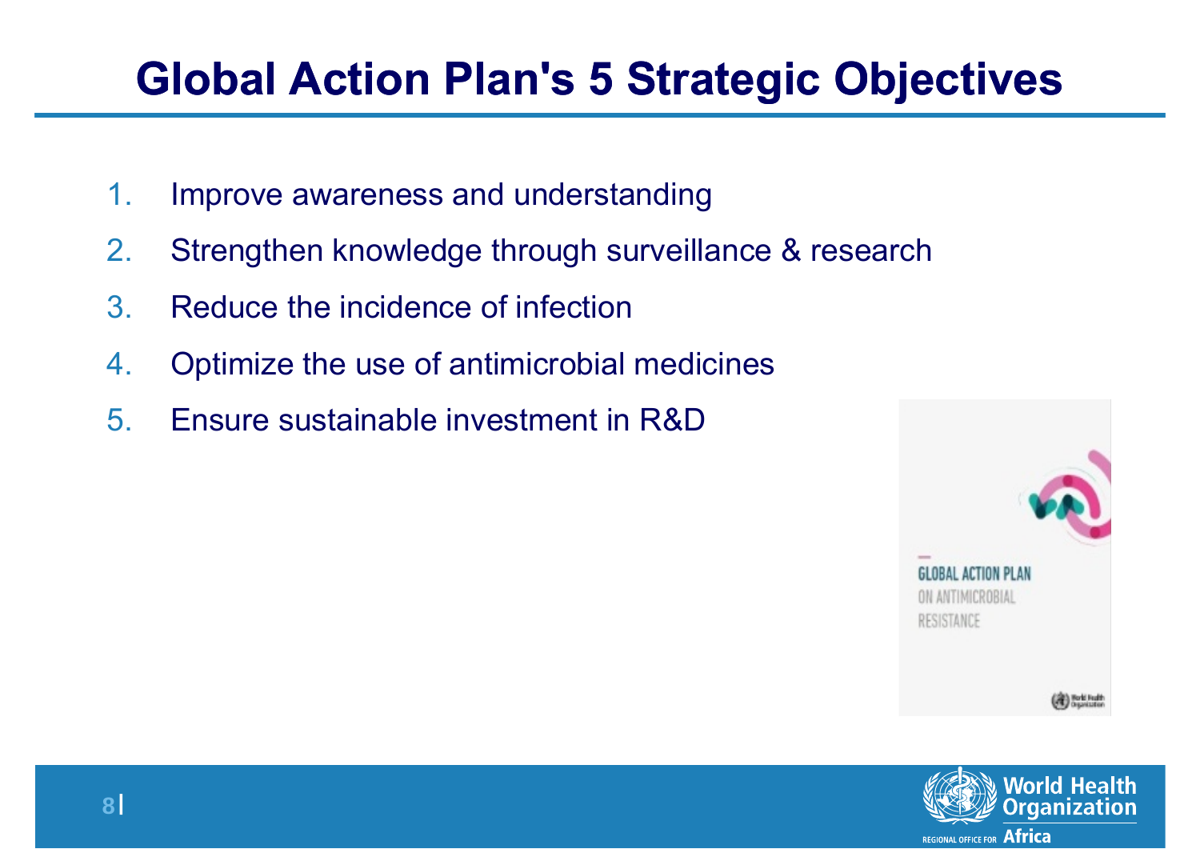# Global Action Plan's 5 Strategic Objectives

1. Improve awareness and understanding
2. Strengthen knowledge through surveillance & research
3. Reduce the incidence of infection
4. Optimize the use of antimicrobial medicines
5. Ensure sustainable investment in R&D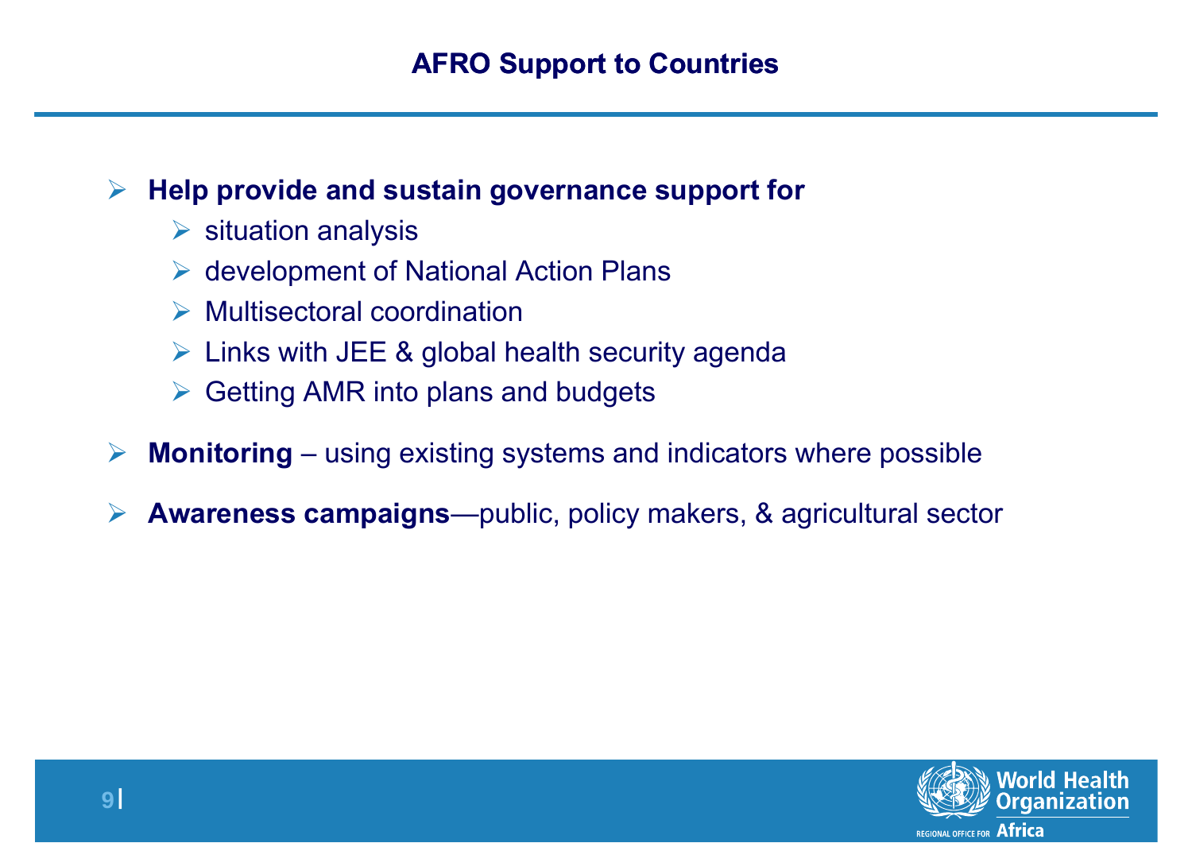## AFRO Support to Countries

- **Help provide and sustain governance support for**
  - situation analysis
  - development of National Action Plans
  - Multisectoral coordination
  - Links with JEE & global health security agenda
  - Getting AMR into plans and budgets
- **Monitoring** – using existing systems and indicators where possible
- **Awareness campaigns**—public, policy makers, & agricultural sector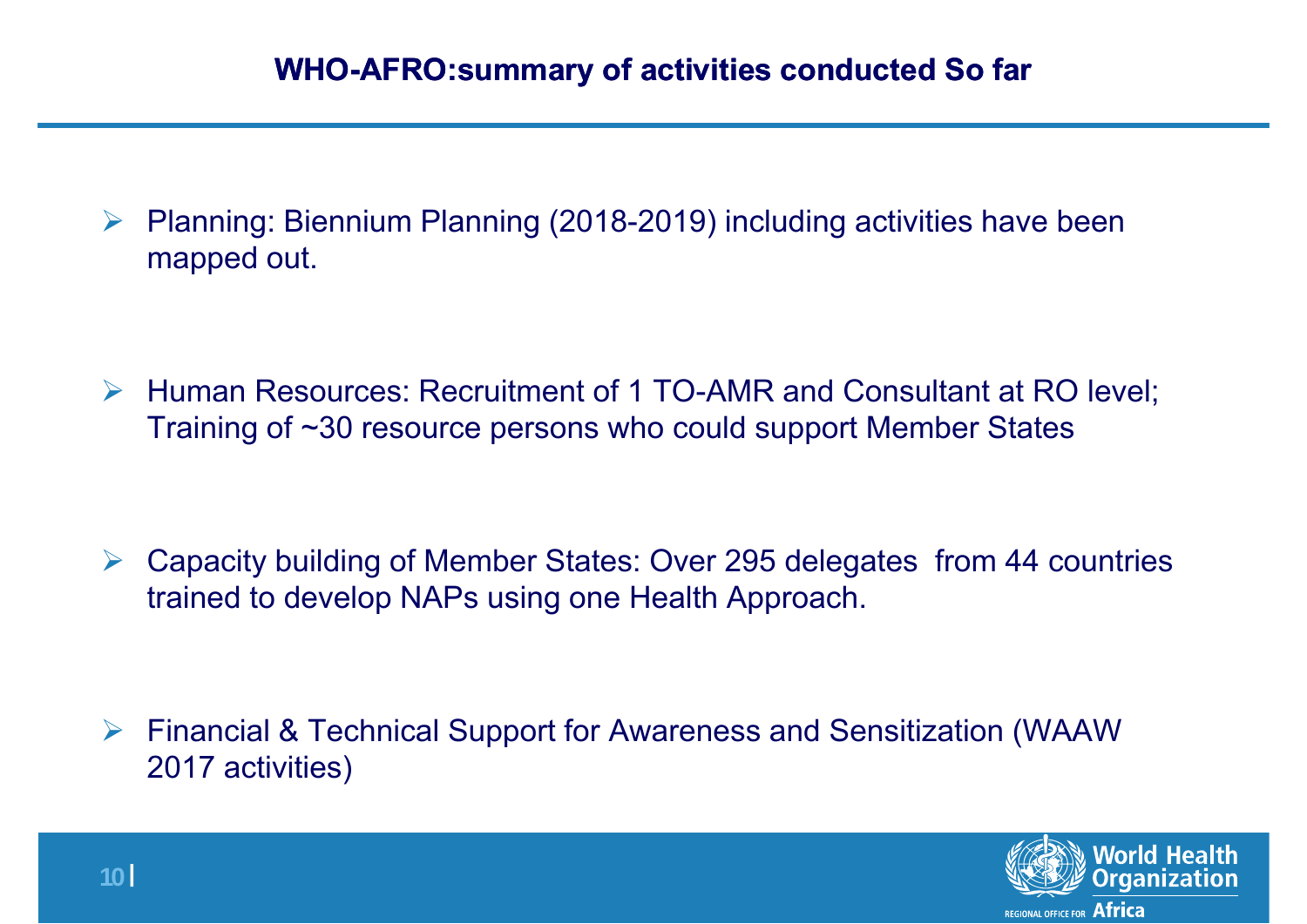## WHO-AFRO:summary of activities conducted So far

- Planning: Biennium Planning (2018-2019) including activities have been mapped out.
- Human Resources: Recruitment of 1 TO-AMR and Consultant at RO level; Training of ~30 resource persons who could support Member States
- Capacity building of Member States: Over 295 delegates from 44 countries trained to develop NAPs using one Health Approach.
- Financial & Technical Support for Awareness and Sensitization (WAAW 2017 activities)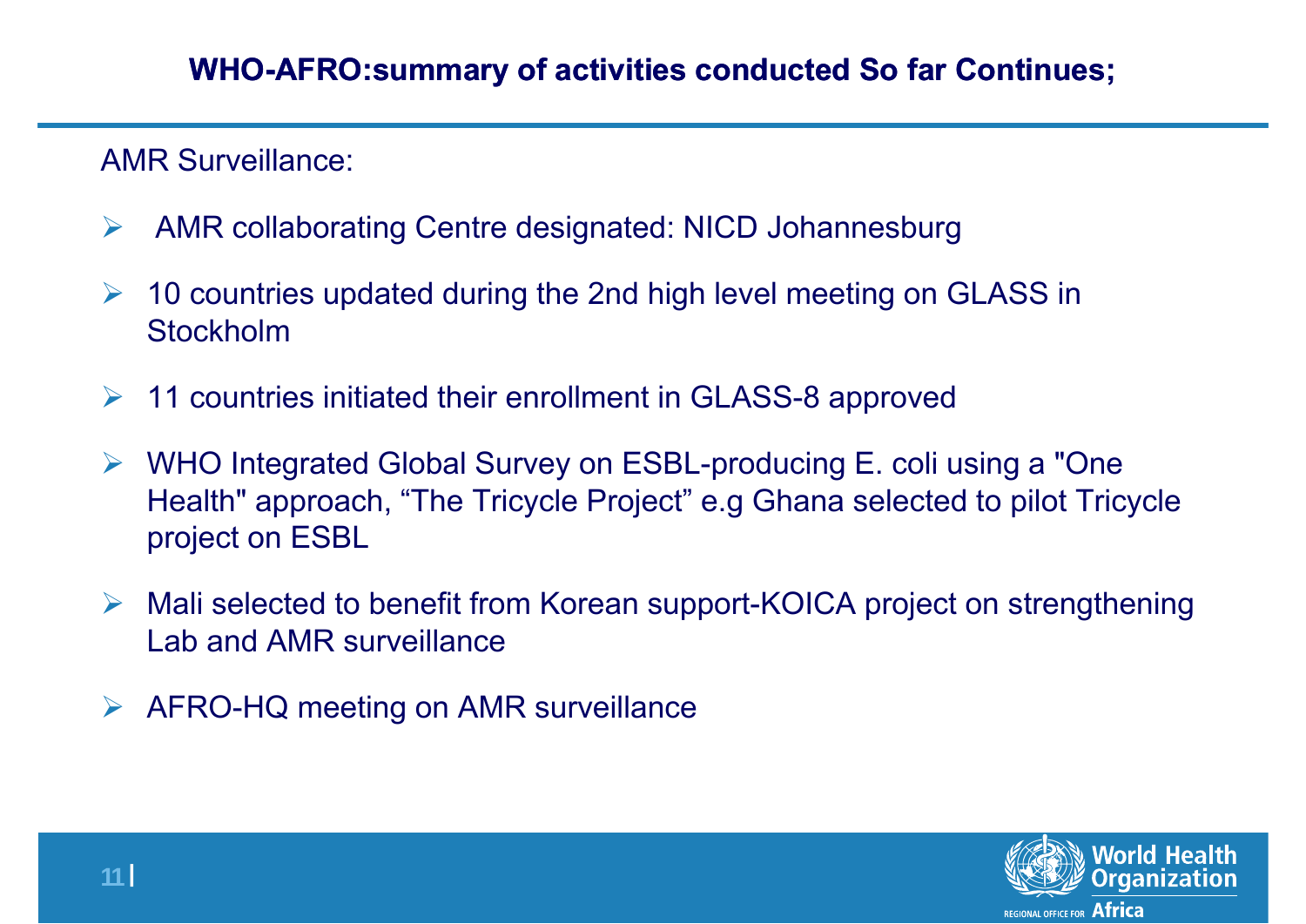## WHO-AFRO:summary of activities conducted So far Continues;

AMR Surveillance:

- AMR collaborating Centre designated: NICD Johannesburg
- 10 countries updated during the 2nd high level meeting on GLASS in Stockholm
- 11 countries initiated their enrollment in GLASS-8 approved
- WHO Integrated Global Survey on ESBL-producing E. coli using a "One Health" approach, “The Tricycle Project” e.g Ghana selected to pilot Tricycle project on ESBL
- Mali selected to benefit from Korean support-KOICA project on strengthening Lab and AMR surveillance
- AFRO-HQ meeting on AMR surveillance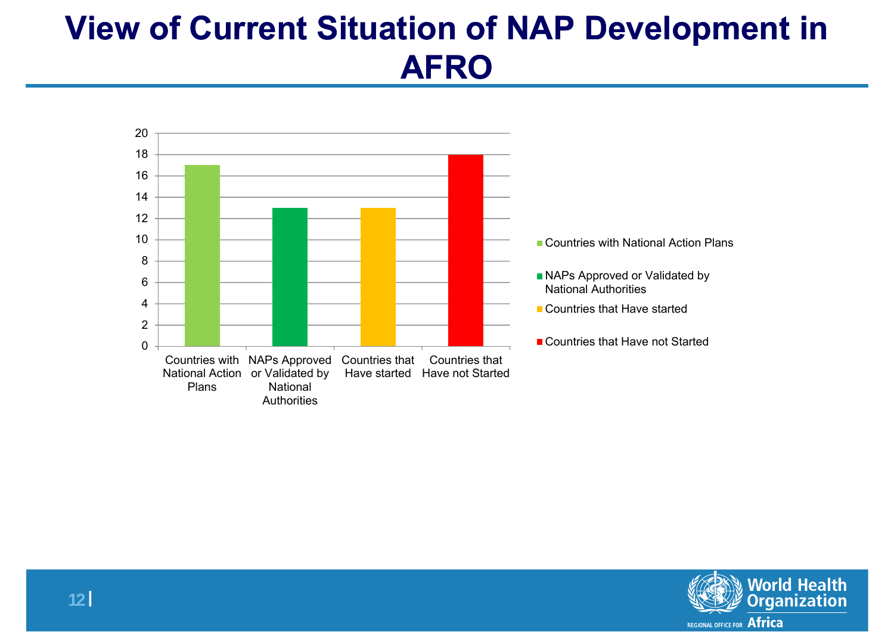# View of Current Situation of NAP Development in AFRO

| Category | Value |
| --- | --- |
| Countries with National Action Plans | 17 |
| NAPs Approved or Validated by National Authorities | 13 |
| Countries that Have started | 13 |
| Countries that Have not Started | 18 |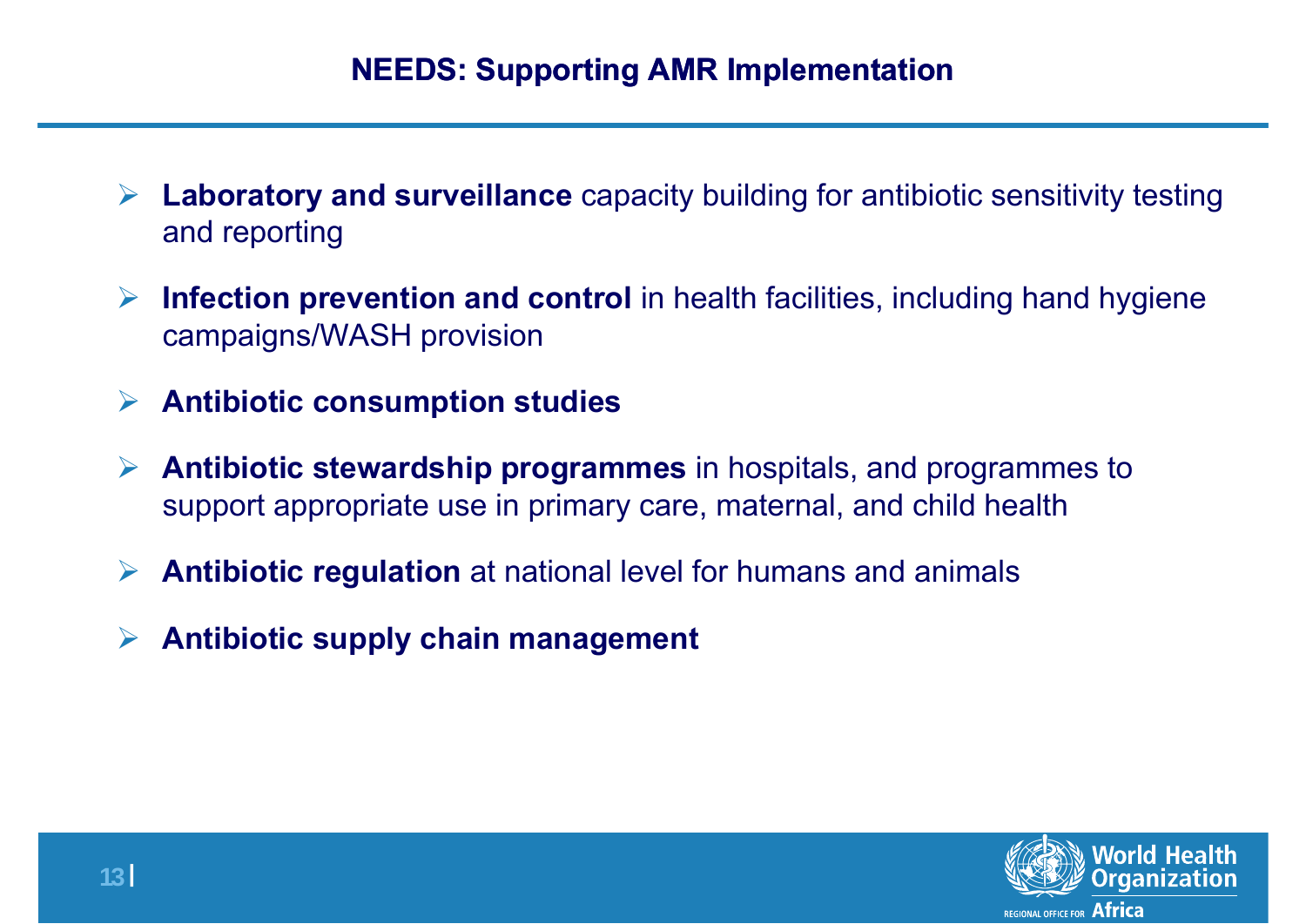# NEEDS: Supporting AMR Implementation

- **Laboratory and surveillance** capacity building for antibiotic sensitivity testing and reporting
- **Infection prevention and control** in health facilities, including hand hygiene campaigns/WASH provision
- **Antibiotic consumption studies**
- **Antibiotic stewardship programmes** in hospitals, and programmes to support appropriate use in primary care, maternal, and child health
- **Antibiotic regulation** at national level for humans and animals
- **Antibiotic supply chain management**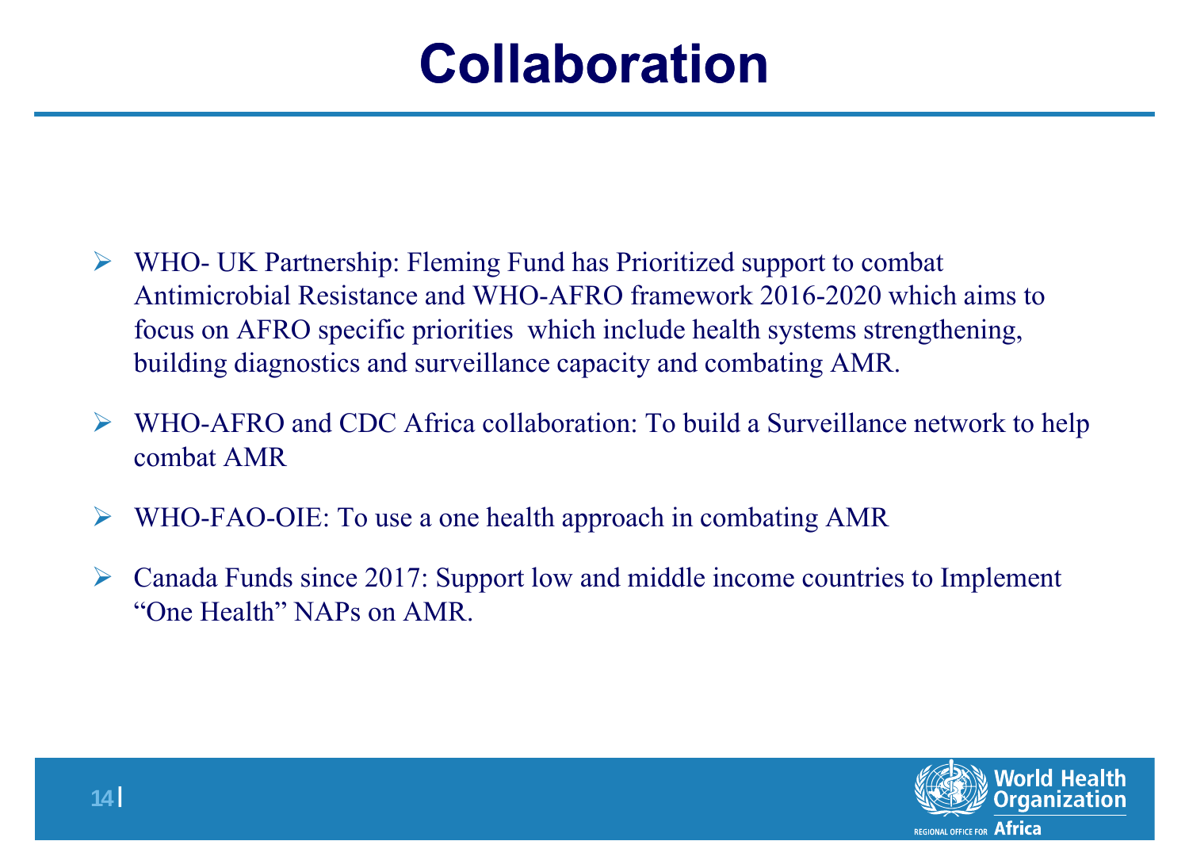# Collaboration

- WHO- UK Partnership: Fleming Fund has Prioritized support to combat Antimicrobial Resistance and WHO-AFRO framework 2016-2020 which aims to focus on AFRO specific priorities which include health systems strengthening, building diagnostics and surveillance capacity and combating AMR.
- WHO-AFRO and CDC Africa collaboration: To build a Surveillance network to help combat AMR
- WHO-FAO-OIE: To use a one health approach in combating AMR
- Canada Funds since 2017: Support low and middle income countries to Implement "One Health" NAPs on AMR.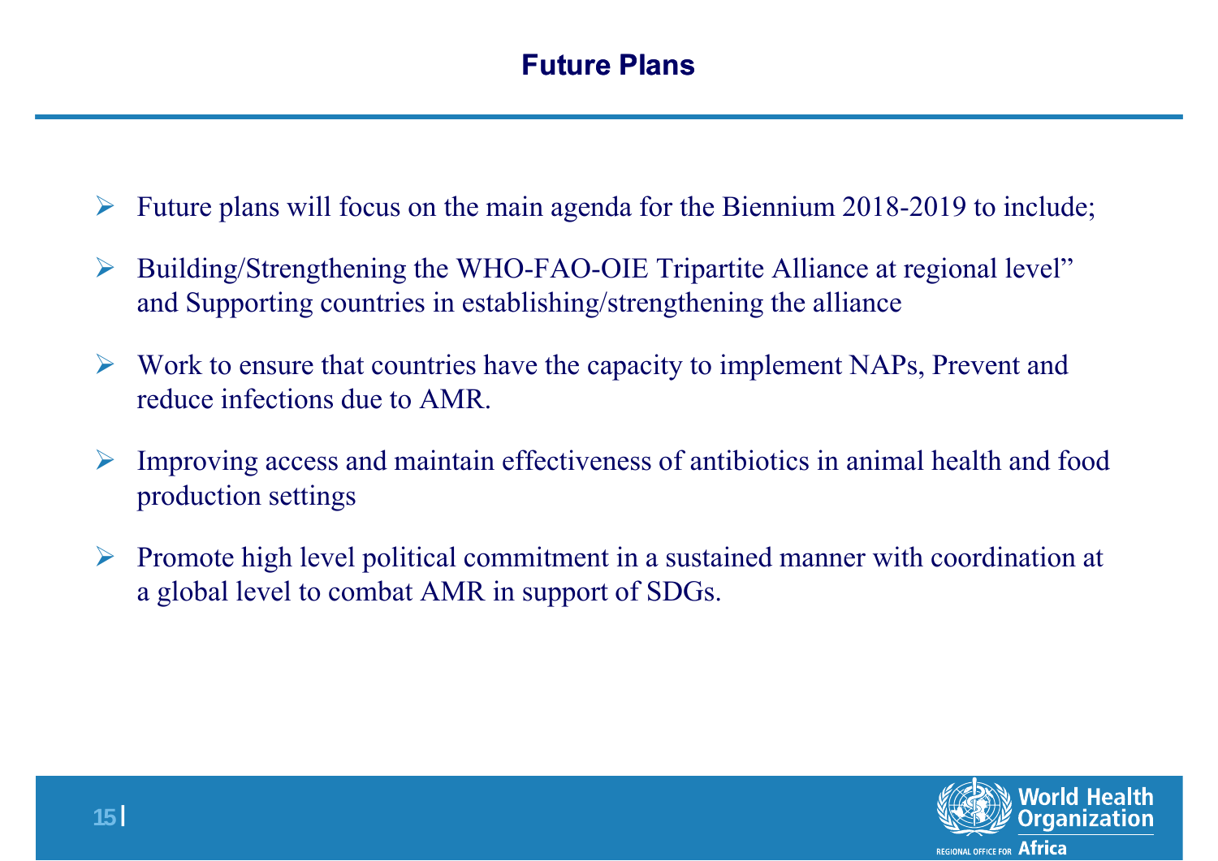# Future Plans

- Future plans will focus on the main agenda for the Biennium 2018-2019 to include;
- Building/Strengthening the WHO-FAO-OIE Tripartite Alliance at regional level" and Supporting countries in establishing/strengthening the alliance
- Work to ensure that countries have the capacity to implement NAPs, Prevent and reduce infections due to AMR.
- Improving access and maintain effectiveness of antibiotics in animal health and food production settings
- Promote high level political commitment in a sustained manner with coordination at a global level to combat AMR in support of SDGs.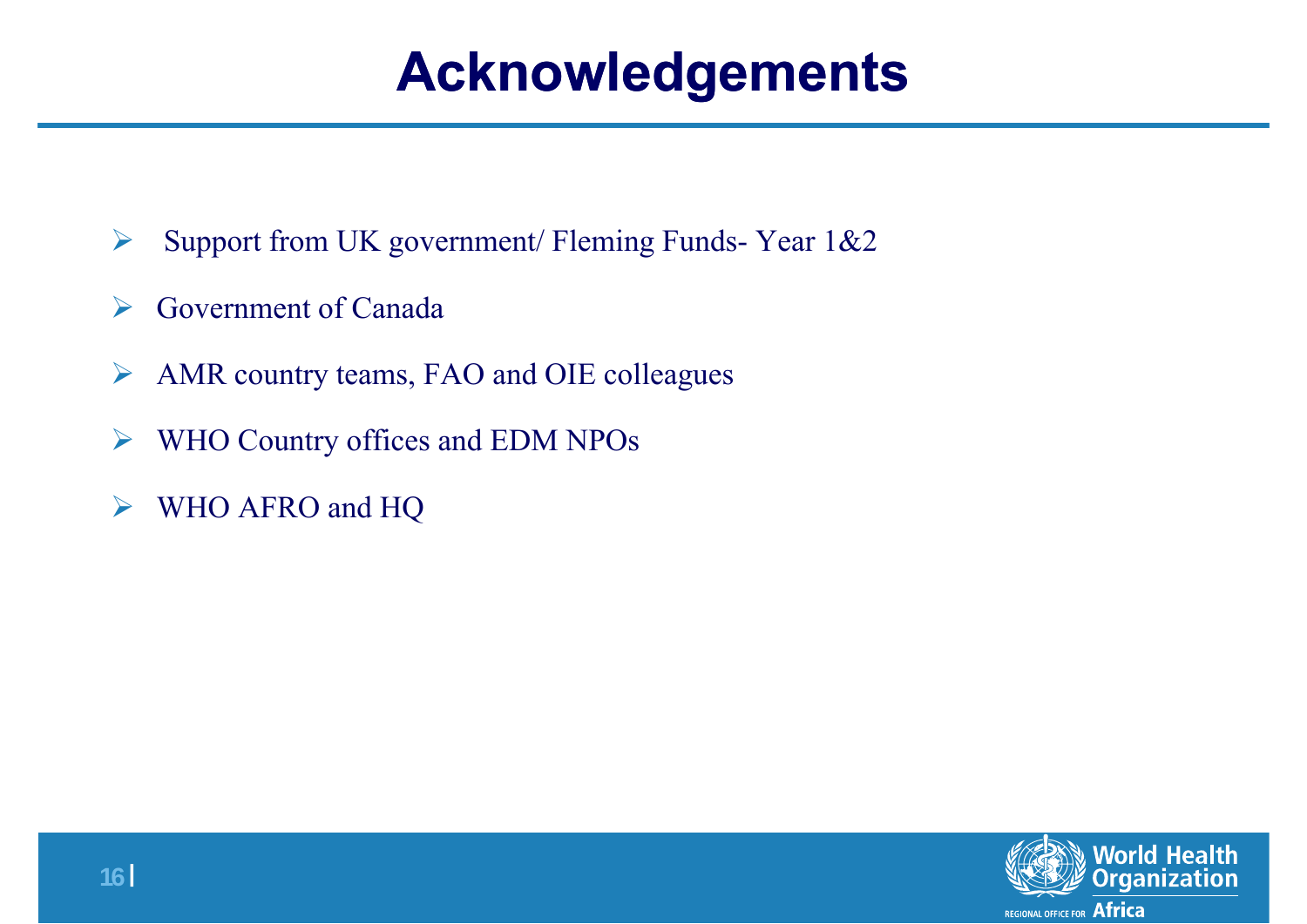# Acknowledgements

- Support from UK government/ Fleming Funds- Year 1&2
- Government of Canada
- AMR country teams, FAO and OIE colleagues
- WHO Country offices and EDM NPOs
- WHO AFRO and HQ